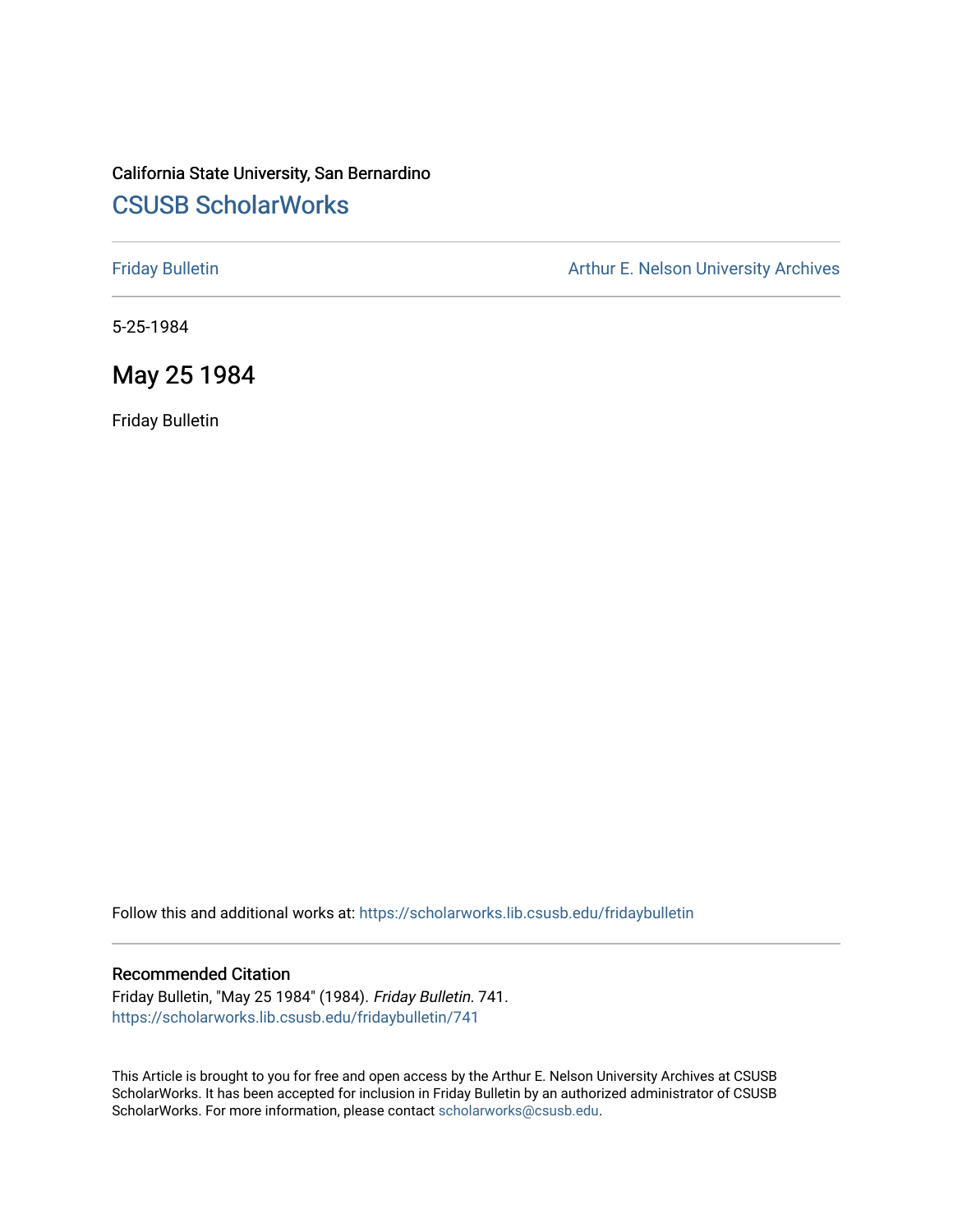California State University, San Bernardino

# CSUSB ScholarWorks

Friday Bulletin

Arthur E. Nelson University Archives

5-25-1984

## May 25 1984

Friday Bulletin

Follow this and additional works at: https://scholarworks.lib.csusb.edu/fridaybulletin

### Recommended Citation

Friday Bulletin, "May 25 1984" (1984). *Friday Bulletin*. 741.
https://scholarworks.lib.csusb.edu/fridaybulletin/741

This Article is brought to you for free and open access by the Arthur E. Nelson University Archives at CSUSB ScholarWorks. It has been accepted for inclusion in Friday Bulletin by an authorized administrator of CSUSB ScholarWorks. For more information, please contact scholarworks@csusb.edu.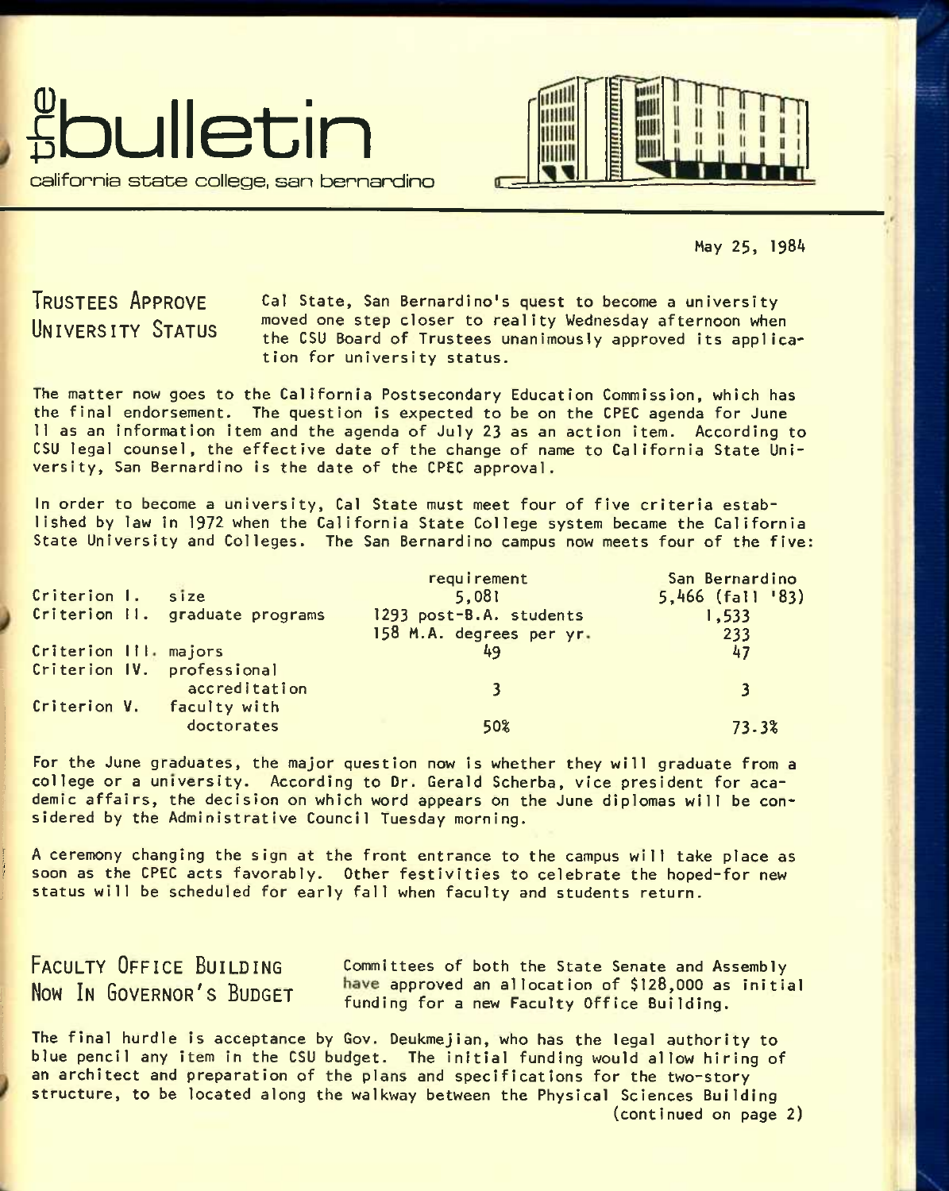# the bulletin

california state college, san bernardino

May 25, 1984

## TRUSTEES APPROVE UNIVERSITY STATUS

Cal State, San Bernardino's quest to become a university moved one step closer to reality Wednesday afternoon when the CSU Board of Trustees unanimously approved its application for university status.

The matter now goes to the California Postsecondary Education Commission, which has the final endorsement. The question is expected to be on the CPEC agenda for June 11 as an information item and the agenda of July 23 as an action item. According to CSU legal counsel, the effective date of the change of name to California State University, San Bernardino is the date of the CPEC approval.

In order to become a university, Cal State must meet four of five criteria established by law in 1972 when the California State College system became the California State University and Colleges. The San Bernardino campus now meets four of the five:

| | | requirement | San Bernardino |
|---|---|---|---|
| Criterion I. | size | 5,081 | 5,466 (fall '83) |
| Criterion II. | graduate programs | 1293 post-B.A. students | 1,533 |
| | | 158 M.A. degrees per yr. | 233 |
| Criterion III. | majors | 49 | 47 |
| Criterion IV. | professional accreditation | 3 | 3 |
| Criterion V. | faculty with doctorates | 50% | 73.3% |

For the June graduates, the major question now is whether they will graduate from a college or a university. According to Dr. Gerald Scherba, vice president for academic affairs, the decision on which word appears on the June diplomas will be considered by the Administrative Council Tuesday morning.

A ceremony changing the sign at the front entrance to the campus will take place as soon as the CPEC acts favorably. Other festivities to celebrate the hoped-for new status will be scheduled for early fall when faculty and students return.

## FACULTY OFFICE BUILDING NOW IN GOVERNOR'S BUDGET

Committees of both the State Senate and Assembly have approved an allocation of $128,000 as initial funding for a new Faculty Office Building.

The final hurdle is acceptance by Gov. Deukmejian, who has the legal authority to blue pencil any item in the CSU budget. The initial funding would allow hiring of an architect and preparation of the plans and specifications for the two-story structure, to be located along the walkway between the Physical Sciences Building

(continued on page 2)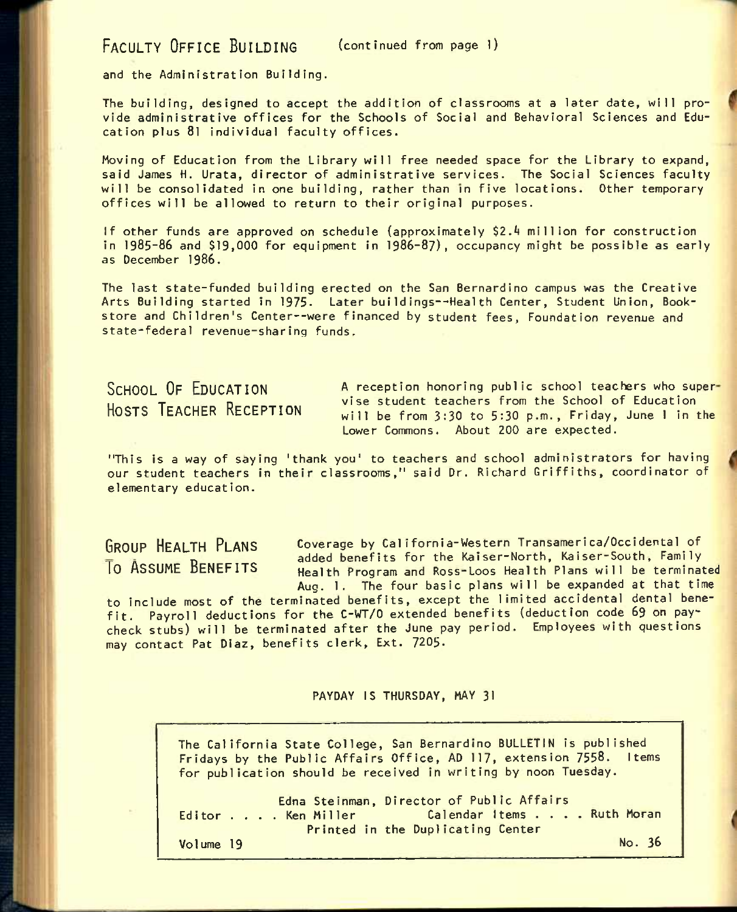## Faculty Office Building (continued from page 1)

and the Administration Building.

The building, designed to accept the addition of classrooms at a later date, will provide administrative offices for the Schools of Social and Behavioral Sciences and Education plus 81 individual faculty offices.

Moving of Education from the Library will free needed space for the Library to expand, said James H. Urata, director of administrative services. The Social Sciences faculty will be consolidated in one building, rather than in five locations. Other temporary offices will be allowed to return to their original purposes.

If other funds are approved on schedule (approximately $2.4 million for construction in 1985-86 and $19,000 for equipment in 1986-87), occupancy might be possible as early as December 1986.

The last state-funded building erected on the San Bernardino campus was the Creative Arts Building started in 1975. Later buildings--Health Center, Student Union, Bookstore and Children's Center--were financed by student fees, Foundation revenue and state-federal revenue-sharing funds.

## School Of Education Hosts Teacher Reception

A reception honoring public school teachers who supervise student teachers from the School of Education will be from 3:30 to 5:30 p.m., Friday, June 1 in the Lower Commons. About 200 are expected.

"This is a way of saying 'thank you' to teachers and school administrators for having our student teachers in their classrooms," said Dr. Richard Griffiths, coordinator of elementary education.

## Group Health Plans To Assume Benefits

Coverage by California-Western Transamerica/Occidental of added benefits for the Kaiser-North, Kaiser-South, Family Health Program and Ross-Loos Health Plans will be terminated Aug. 1. The four basic plans will be expanded at that time to include most of the terminated benefits, except the limited accidental dental benefit. Payroll deductions for the C-WT/O extended benefits (deduction code 69 on paycheck stubs) will be terminated after the June pay period. Employees with questions may contact Pat Diaz, benefits clerk, Ext. 7205.

**PAYDAY IS THURSDAY, MAY 31**

The California State College, San Bernardino BULLETIN is published Fridays by the Public Affairs Office, AD 117, extension 7558. Items for publication should be received in writing by noon Tuesday.

Edna Steinman, Director of Public Affairs
Editor . . . . Ken Miller    Calendar Items . . . . Ruth Moran
Printed in the Duplicating Center

Volume 19    No. 36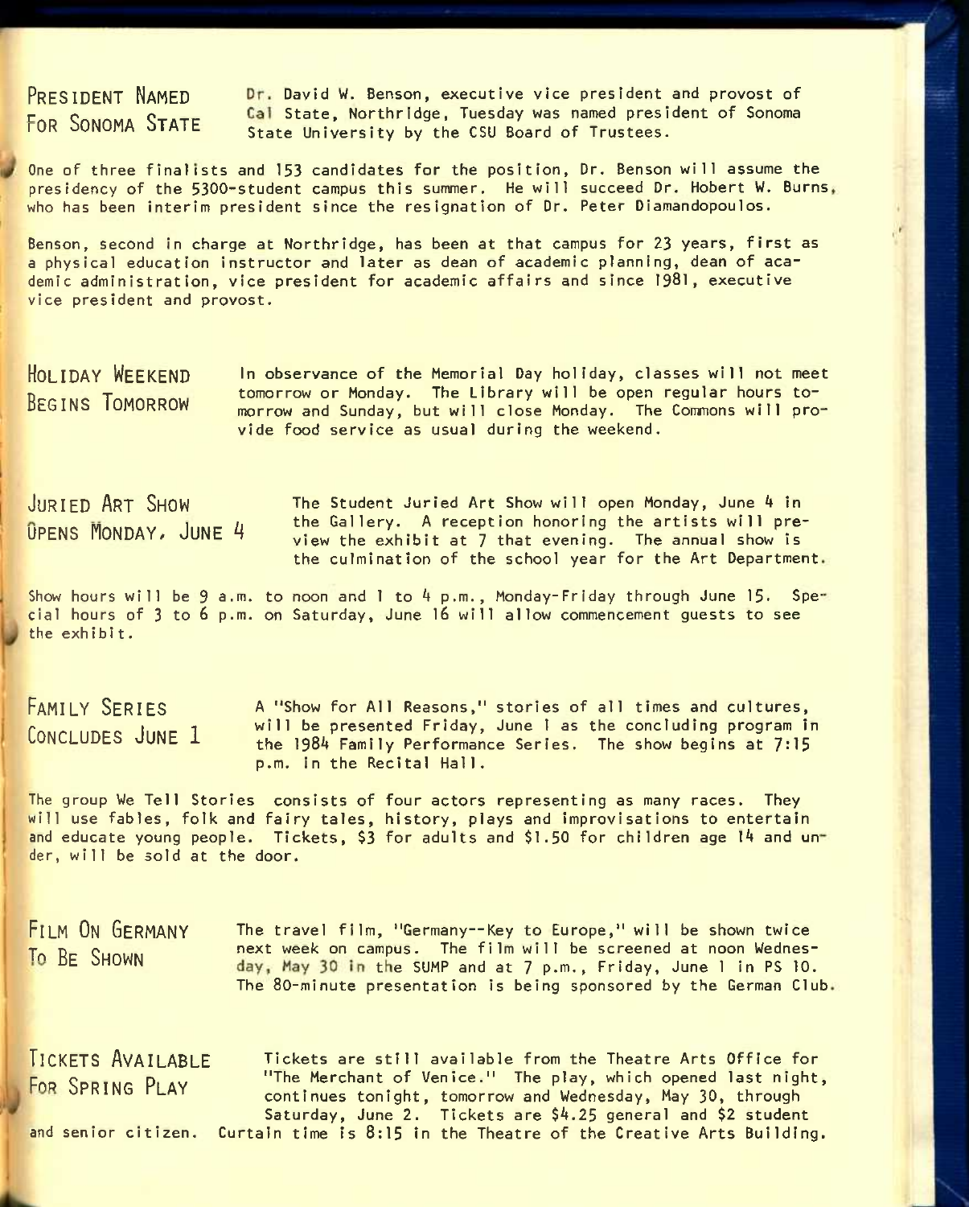## President Named For Sonoma State

Dr. David W. Benson, executive vice president and provost of Cal State, Northridge, Tuesday was named president of Sonoma State University by the CSU Board of Trustees.

One of three finalists and 153 candidates for the position, Dr. Benson will assume the presidency of the 5300-student campus this summer. He will succeed Dr. Hobert W. Burns, who has been interim president since the resignation of Dr. Peter Diamandopoulos.

Benson, second in charge at Northridge, has been at that campus for 23 years, first as a physical education instructor and later as dean of academic planning, dean of academic administration, vice president for academic affairs and since 1981, executive vice president and provost.

## Holiday Weekend Begins Tomorrow

In observance of the Memorial Day holiday, classes will not meet tomorrow or Monday. The Library will be open regular hours tomorrow and Sunday, but will close Monday. The Commons will provide food service as usual during the weekend.

## Juried Art Show Opens Monday, June 4

The Student Juried Art Show will open Monday, June 4 in the Gallery. A reception honoring the artists will preview the exhibit at 7 that evening. The annual show is the culmination of the school year for the Art Department.

Show hours will be 9 a.m. to noon and 1 to 4 p.m., Monday-Friday through June 15. Special hours of 3 to 6 p.m. on Saturday, June 16 will allow commencement guests to see the exhibit.

## Family Series Concludes June 1

A "Show for All Reasons," stories of all times and cultures, will be presented Friday, June 1 as the concluding program in the 1984 Family Performance Series. The show begins at 7:15 p.m. in the Recital Hall.

The group We Tell Stories consists of four actors representing as many races. They will use fables, folk and fairy tales, history, plays and improvisations to entertain and educate young people. Tickets, $3 for adults and $1.50 for children age 14 and under, will be sold at the door.

## Film On Germany To Be Shown

The travel film, "Germany--Key to Europe," will be shown twice next week on campus. The film will be screened at noon Wednesday, May 30 in the SUMP and at 7 p.m., Friday, June 1 in PS 10. The 80-minute presentation is being sponsored by the German Club.

## Tickets Available For Spring Play

Tickets are still available from the Theatre Arts Office for "The Merchant of Venice." The play, which opened last night, continues tonight, tomorrow and Wednesday, May 30, through Saturday, June 2. Tickets are $4.25 general and $2 student and senior citizen. Curtain time is 8:15 in the Theatre of the Creative Arts Building.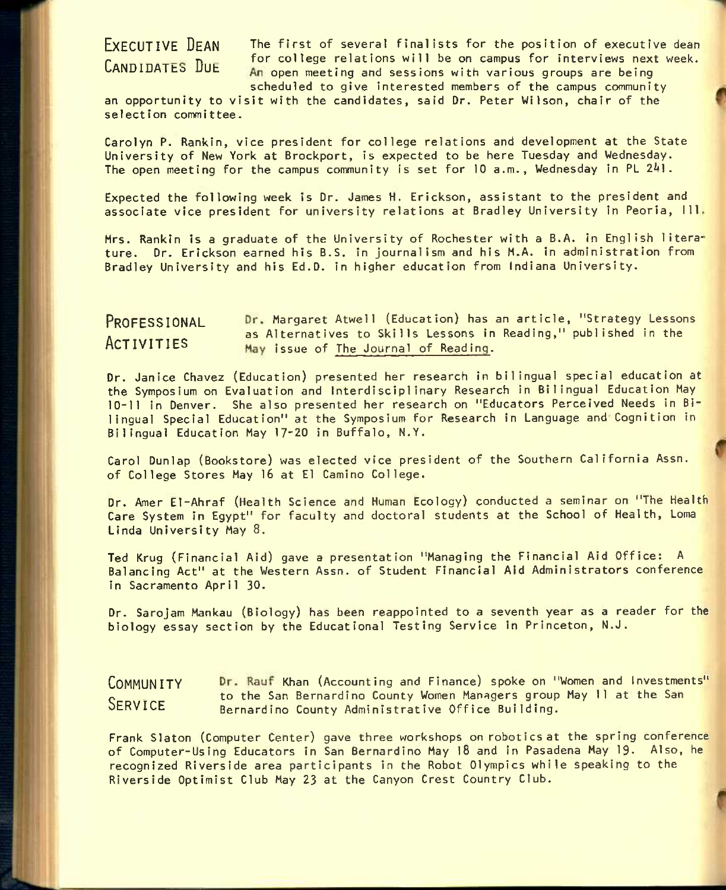## Executive Dean Candidates Due

The first of several finalists for the position of executive dean for college relations will be on campus for interviews next week. An open meeting and sessions with various groups are being scheduled to give interested members of the campus community an opportunity to visit with the candidates, said Dr. Peter Wilson, chair of the selection committee.

Carolyn P. Rankin, vice president for college relations and development at the State University of New York at Brockport, is expected to be here Tuesday and Wednesday. The open meeting for the campus community is set for 10 a.m., Wednesday in PL 241.

Expected the following week is Dr. James H. Erickson, assistant to the president and associate vice president for university relations at Bradley University in Peoria, Ill.

Mrs. Rankin is a graduate of the University of Rochester with a B.A. in English literature. Dr. Erickson earned his B.S. in journalism and his M.A. in administration from Bradley University and his Ed.D. in higher education from Indiana University.

## Professional Activities

Dr. Margaret Atwell (Education) has an article, "Strategy Lessons as Alternatives to Skills Lessons in Reading," published in the May issue of The Journal of Reading.

Dr. Janice Chavez (Education) presented her research in bilingual special education at the Symposium on Evaluation and Interdisciplinary Research in Bilingual Education May 10-11 in Denver. She also presented her research on "Educators Perceived Needs in Bilingual Special Education" at the Symposium for Research in Language and Cognition in Bilingual Education May 17-20 in Buffalo, N.Y.

Carol Dunlap (Bookstore) was elected vice president of the Southern California Assn. of College Stores May 16 at El Camino College.

Dr. Amer El-Ahraf (Health Science and Human Ecology) conducted a seminar on "The Health Care System in Egypt" for faculty and doctoral students at the School of Health, Loma Linda University May 8.

Ted Krug (Financial Aid) gave a presentation "Managing the Financial Aid Office: A Balancing Act" at the Western Assn. of Student Financial Aid Administrators conference in Sacramento April 30.

Dr. Sarojam Mankau (Biology) has been reappointed to a seventh year as a reader for the biology essay section by the Educational Testing Service in Princeton, N.J.

## Community Service

Dr. Rauf Khan (Accounting and Finance) spoke on "Women and Investments" to the San Bernardino County Women Managers group May 11 at the San Bernardino County Administrative Office Building.

Frank Slaton (Computer Center) gave three workshops on robotics at the spring conference of Computer-Using Educators in San Bernardino May 18 and in Pasadena May 19. Also, he recognized Riverside area participants in the Robot Olympics while speaking to the Riverside Optimist Club May 23 at the Canyon Crest Country Club.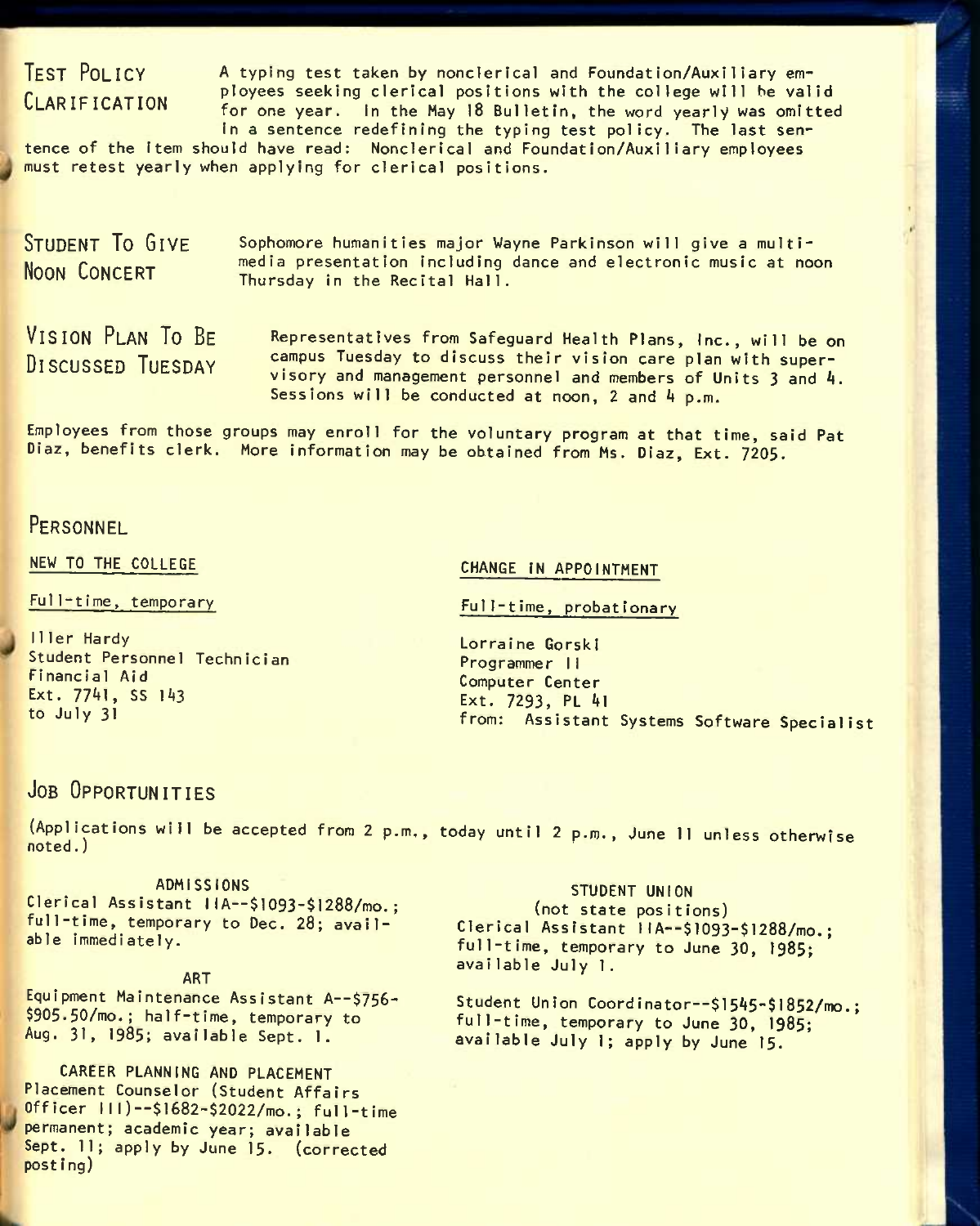## Test Policy Clarification

A typing test taken by nonclerical and Foundation/Auxiliary employees seeking clerical positions with the college will be valid for one year. In the May 18 Bulletin, the word yearly was omitted in a sentence redefining the typing test policy. The last sentence of the item should have read: Nonclerical and Foundation/Auxiliary employees must retest yearly when applying for clerical positions.

## Student To Give Noon Concert

Sophomore humanities major Wayne Parkinson will give a multimedia presentation including dance and electronic music at noon Thursday in the Recital Hall.

## Vision Plan To Be Discussed Tuesday

Representatives from Safeguard Health Plans, Inc., will be on campus Tuesday to discuss their vision care plan with supervisory and management personnel and members of Units 3 and 4. Sessions will be conducted at noon, 2 and 4 p.m.

Employees from those groups may enroll for the voluntary program at that time, said Pat Diaz, benefits clerk. More information may be obtained from Ms. Diaz, Ext. 7205.

## Personnel

### NEW TO THE COLLEGE

Full-time, temporary

Iller Hardy
Student Personnel Technician
Financial Aid
Ext. 7741, SS 143
to July 31

### CHANGE IN APPOINTMENT

Full-time, probationary

Lorraine Gorski
Programmer II
Computer Center
Ext. 7293, PL 41
from: Assistant Systems Software Specialist

## Job Opportunities

(Applications will be accepted from 2 p.m., today until 2 p.m., June 11 unless otherwise noted.)

ADMISSIONS
Clerical Assistant IIA--$1093-$1288/mo.; full-time, temporary to Dec. 28; available immediately.

ART
Equipment Maintenance Assistant A--$756-$905.50/mo.; half-time, temporary to Aug. 31, 1985; available Sept. 1.

CAREER PLANNING AND PLACEMENT
Placement Counselor (Student Affairs Officer III)--$1682-$2022/mo.; full-time permanent; academic year; available Sept. 11; apply by June 15. (corrected posting)

STUDENT UNION
(not state positions)
Clerical Assistant IIA--$1093-$1288/mo.; full-time, temporary to June 30, 1985; available July 1.

Student Union Coordinator--$1545-$1852/mo.; full-time, temporary to June 30, 1985; available July 1; apply by June 15.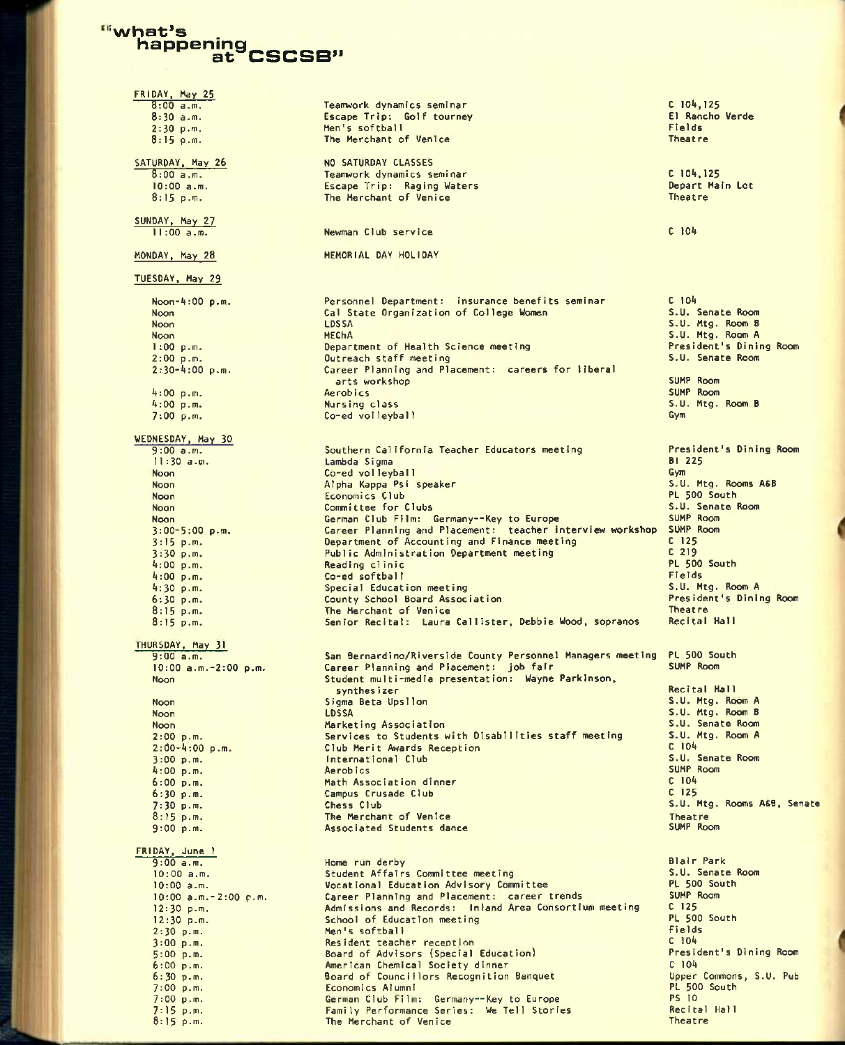# "what's happening at CSCSB"

**FRIDAY, May 25**

| | | |
|---|---|---|
| 8:00 a.m. | Teamwork dynamics seminar | C 104,125 |
| 8:30 a.m. | Escape Trip: Golf tourney | El Rancho Verde |
| 2:30 p.m. | Men's softball | Fields |
| 8:15 p.m. | The Merchant of Venice | Theatre |

**SATURDAY, May 26**

| | | |
|---|---|---|
| | NO SATURDAY CLASSES | |
| 8:00 a.m. | Teamwork dynamics seminar | C 104,125 |
| 10:00 a.m. | Escape Trip: Raging Waters | Depart Main Lot |
| 8:15 p.m. | The Merchant of Venice | Theatre |

**SUNDAY, May 27**

| | | |
|---|---|---|
| 11:00 a.m. | Newman Club service | C 104 |

**MONDAY, May 28**

MEMORIAL DAY HOLIDAY

**TUESDAY, May 29**

| | | |
|---|---|---|
| Noon-4:00 p.m. | Personnel Department: insurance benefits seminar | C 104 |
| Noon | Cal State Organization of College Women | S.U. Senate Room |
| Noon | LDSSA | S.U. Mtg. Room B |
| Noon | MEChA | S.U. Mtg. Room A |
| 1:00 p.m. | Department of Health Science meeting | President's Dining Room |
| 2:00 p.m. | Outreach staff meeting | S.U. Senate Room |
| 2:30-4:00 p.m. | Career Planning and Placement: careers for liberal arts workshop | SUMP Room |
| 4:00 p.m. | Aerobics | SUMP Room |
| 4:00 p.m. | Nursing class | S.U. Mtg. Room B |
| 7:00 p.m. | Co-ed volleyball | Gym |

**WEDNESDAY, May 30**

| | | |
|---|---|---|
| 9:00 a.m. | Southern California Teacher Educators meeting | President's Dining Room |
| 11:30 a.m. | Lambda Sigma | BI 225 |
| Noon | Co-ed volleyball | Gym |
| Noon | Alpha Kappa Psi speaker | S.U. Mtg. Rooms A&B |
| Noon | Economics Club | PL 500 South |
| Noon | Committee for Clubs | S.U. Senate Room |
| Noon | German Club Film: Germany--Key to Europe | SUMP Room |
| 3:00-5:00 p.m. | Career Planning and Placement: teacher interview workshop | SUMP Room |
| 3:15 p.m. | Department of Accounting and Finance meeting | C 125 |
| 3:30 p.m. | Public Administration Department meeting | C 219 |
| 4:00 p.m. | Reading clinic | PL 500 South |
| 4:00 p.m. | Co-ed softball | Fields |
| 4:30 p.m. | Special Education meeting | S.U. Mtg. Room A |
| 6:30 p.m. | County School Board Association | President's Dining Room |
| 8:15 p.m. | The Merchant of Venice | Theatre |
| 8:15 p.m. | Senior Recital: Laura Callister, Debbie Wood, sopranos | Recital Hall |

**THURSDAY, May 31**

| | | |
|---|---|---|
| 9:00 a.m. | San Bernardino/Riverside County Personnel Managers meeting | PL 500 South |
| 10:00 a.m.-2:00 p.m. | Career Planning and Placement: job fair | SUMP Room |
| Noon | Student multi-media presentation: Wayne Parkinson, synthesizer | Recital Hall |
| Noon | Sigma Beta Upsilon | S.U. Mtg. Room A |
| Noon | LDSSA | S.U. Mtg. Room B |
| Noon | Marketing Association | S.U. Senate Room |
| 2:00 p.m. | Services to Students with Disabilities staff meeting | S.U. Mtg. Room A |
| 2:00-4:00 p.m. | Club Merit Awards Reception | C 104 |
| 3:00 p.m. | International Club | S.U. Senate Room |
| 4:00 p.m. | Aerobics | SUMP Room |
| 6:00 p.m. | Math Association dinner | C 104 |
| 6:30 p.m. | Campus Crusade Club | C 125 |
| 7:30 p.m. | Chess Club | S.U. Mtg. Rooms A&B, Senate |
| 8:15 p.m. | The Merchant of Venice | Theatre |
| 9:00 p.m. | Associated Students dance | SUMP Room |

**FRIDAY, June 1**

| | | |
|---|---|---|
| 9:00 a.m. | Home run derby | Blair Park |
| 10:00 a.m. | Student Affairs Committee meeting | S.U. Senate Room |
| 10:00 a.m. | Vocational Education Advisory Committee | PL 500 South |
| 10:00 a.m.-2:00 p.m. | Career Planning and Placement: career trends | SUMP Room |
| 12:30 p.m. | Admissions and Records: Inland Area Consortium meeting | C 125 |
| 12:30 p.m. | School of Education meeting | PL 500 South |
| 2:30 p.m. | Men's softball | Fields |
| 3:00 p.m. | Resident teacher reception | C 104 |
| 5:00 p.m. | Board of Advisors (Special Education) | President's Dining Room |
| 6:00 p.m. | American Chemical Society dinner | C 104 |
| 6:30 p.m. | Board of Councillors Recognition Banquet | Upper Commons, S.U. Pub |
| 7:00 p.m. | Economics Alumni | PL 500 South |
| 7:00 p.m. | German Club Film: Germany--Key to Europe | PS 10 |
| 7:15 p.m. | Family Performance Series: We Tell Stories | Recital Hall |
| 8:15 p.m. | The Merchant of Venice | Theatre |